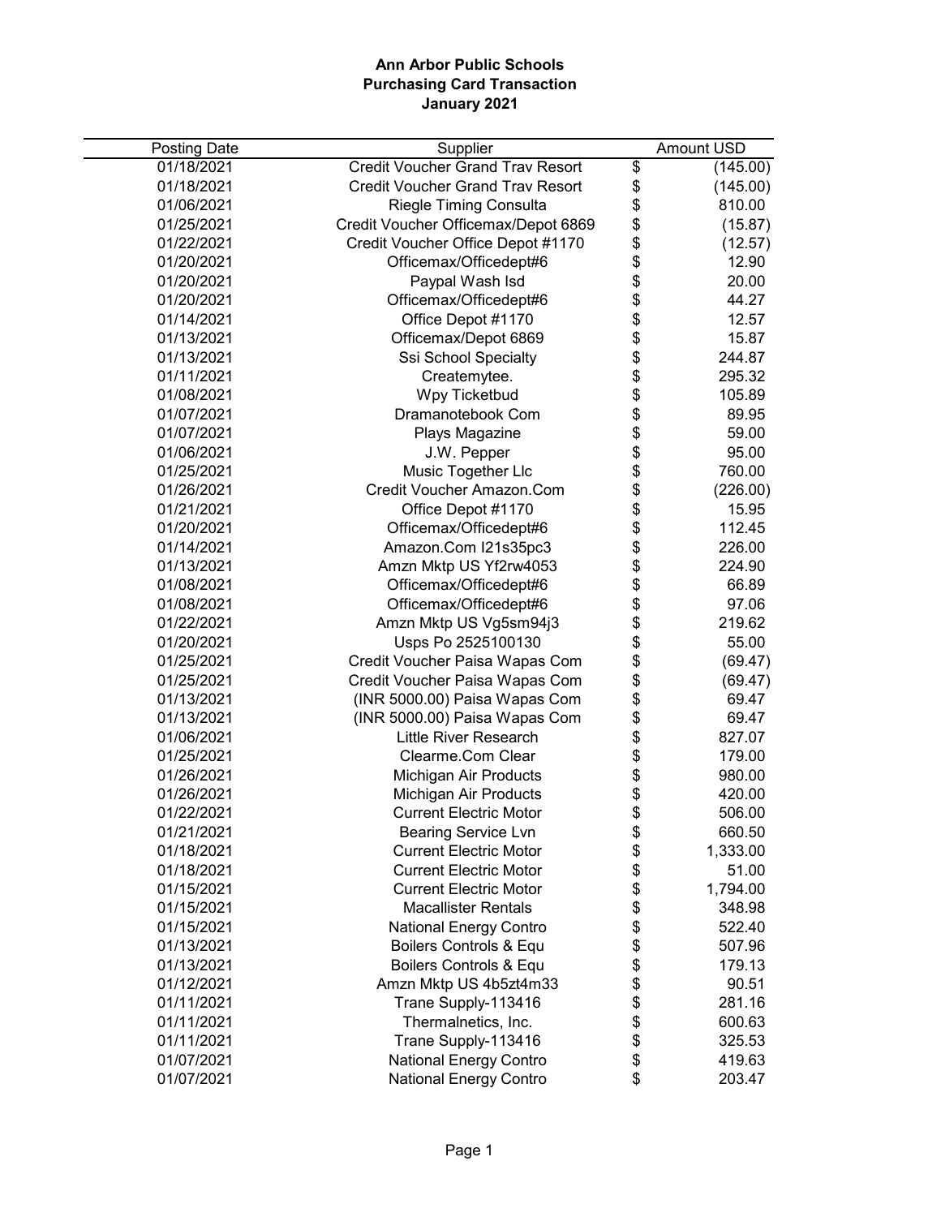# Ann Arbor Public Schools
## Purchasing Card Transaction
### January 2021

| Posting Date | Supplier | Amount USD |
|---|---|---|
| 01/18/2021 | Credit Voucher Grand Trav Resort | $ (145.00) |
| 01/18/2021 | Credit Voucher Grand Trav Resort | $ (145.00) |
| 01/06/2021 | Riegle Timing Consulta | $ 810.00 |
| 01/25/2021 | Credit Voucher Officemax/Depot 6869 | $ (15.87) |
| 01/22/2021 | Credit Voucher Office Depot #1170 | $ (12.57) |
| 01/20/2021 | Officemax/Officedept#6 | $ 12.90 |
| 01/20/2021 | Paypal Wash Isd | $ 20.00 |
| 01/20/2021 | Officemax/Officedept#6 | $ 44.27 |
| 01/14/2021 | Office Depot #1170 | $ 12.57 |
| 01/13/2021 | Officemax/Depot 6869 | $ 15.87 |
| 01/13/2021 | Ssi School Specialty | $ 244.87 |
| 01/11/2021 | Createmytee. | $ 295.32 |
| 01/08/2021 | Wpy Ticketbud | $ 105.89 |
| 01/07/2021 | Dramanotebook Com | $ 89.95 |
| 01/07/2021 | Plays Magazine | $ 59.00 |
| 01/06/2021 | J.W. Pepper | $ 95.00 |
| 01/25/2021 | Music Together Llc | $ 760.00 |
| 01/26/2021 | Credit Voucher Amazon.Com | $ (226.00) |
| 01/21/2021 | Office Depot #1170 | $ 15.95 |
| 01/20/2021 | Officemax/Officedept#6 | $ 112.45 |
| 01/14/2021 | Amazon.Com I21s35pc3 | $ 226.00 |
| 01/13/2021 | Amzn Mktp US Yf2rw4053 | $ 224.90 |
| 01/08/2021 | Officemax/Officedept#6 | $ 66.89 |
| 01/08/2021 | Officemax/Officedept#6 | $ 97.06 |
| 01/22/2021 | Amzn Mktp US Vg5sm94j3 | $ 219.62 |
| 01/20/2021 | Usps Po 2525100130 | $ 55.00 |
| 01/25/2021 | Credit Voucher Paisa Wapas Com | $ (69.47) |
| 01/25/2021 | Credit Voucher Paisa Wapas Com | $ (69.47) |
| 01/13/2021 | (INR 5000.00) Paisa Wapas Com | $ 69.47 |
| 01/13/2021 | (INR 5000.00) Paisa Wapas Com | $ 69.47 |
| 01/06/2021 | Little River Research | $ 827.07 |
| 01/25/2021 | Clearme.Com Clear | $ 179.00 |
| 01/26/2021 | Michigan Air Products | $ 980.00 |
| 01/26/2021 | Michigan Air Products | $ 420.00 |
| 01/22/2021 | Current Electric Motor | $ 506.00 |
| 01/21/2021 | Bearing Service Lvn | $ 660.50 |
| 01/18/2021 | Current Electric Motor | $ 1,333.00 |
| 01/18/2021 | Current Electric Motor | $ 51.00 |
| 01/15/2021 | Current Electric Motor | $ 1,794.00 |
| 01/15/2021 | Macallister Rentals | $ 348.98 |
| 01/15/2021 | National Energy Contro | $ 522.40 |
| 01/13/2021 | Boilers Controls & Equ | $ 507.96 |
| 01/13/2021 | Boilers Controls & Equ | $ 179.13 |
| 01/12/2021 | Amzn Mktp US 4b5zt4m33 | $ 90.51 |
| 01/11/2021 | Trane Supply-113416 | $ 281.16 |
| 01/11/2021 | Thermalnetics, Inc. | $ 600.63 |
| 01/11/2021 | Trane Supply-113416 | $ 325.53 |
| 01/07/2021 | National Energy Contro | $ 419.63 |
| 01/07/2021 | National Energy Contro | $ 203.47 |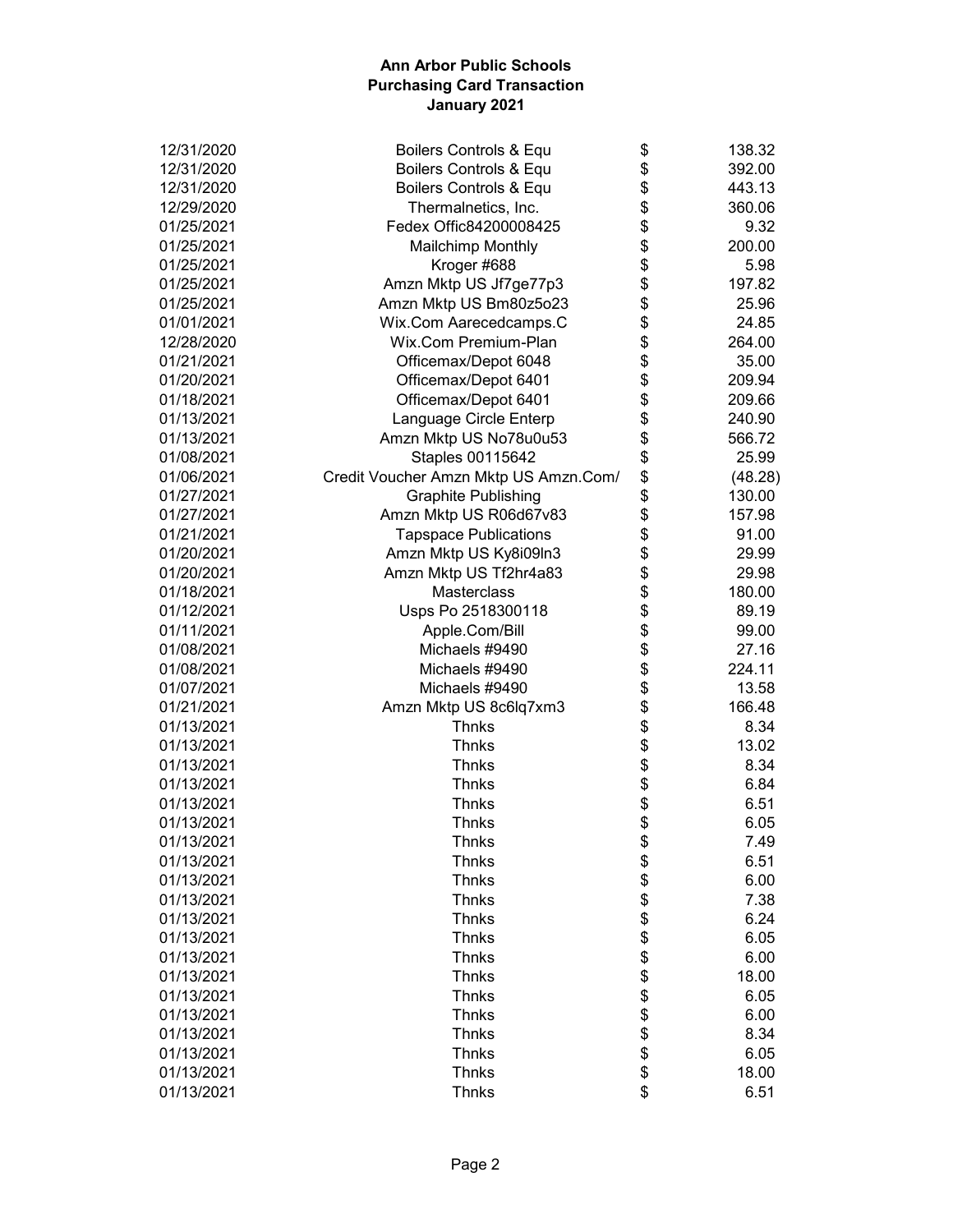**Ann Arbor Public Schools**
**Purchasing Card Transaction**
**January 2021**

| | | | |
|---|---|---|---|
| 12/31/2020 | Boilers Controls & Equ | $ | 138.32 |
| 12/31/2020 | Boilers Controls & Equ | $ | 392.00 |
| 12/31/2020 | Boilers Controls & Equ | $ | 443.13 |
| 12/29/2020 | Thermalnetics, Inc. | $ | 360.06 |
| 01/25/2021 | Fedex Offic84200008425 | $ | 9.32 |
| 01/25/2021 | Mailchimp Monthly | $ | 200.00 |
| 01/25/2021 | Kroger #688 | $ | 5.98 |
| 01/25/2021 | Amzn Mktp US Jf7ge77p3 | $ | 197.82 |
| 01/25/2021 | Amzn Mktp US Bm80z5o23 | $ | 25.96 |
| 01/01/2021 | Wix.Com Aarecedcamps.C | $ | 24.85 |
| 12/28/2020 | Wix.Com Premium-Plan | $ | 264.00 |
| 01/21/2021 | Officemax/Depot 6048 | $ | 35.00 |
| 01/20/2021 | Officemax/Depot 6401 | $ | 209.94 |
| 01/18/2021 | Officemax/Depot 6401 | $ | 209.66 |
| 01/13/2021 | Language Circle Enterp | $ | 240.90 |
| 01/13/2021 | Amzn Mktp US No78u0u53 | $ | 566.72 |
| 01/08/2021 | Staples 00115642 | $ | 25.99 |
| 01/06/2021 | Credit Voucher Amzn Mktp US Amzn.Com/ | $ | (48.28) |
| 01/27/2021 | Graphite Publishing | $ | 130.00 |
| 01/27/2021 | Amzn Mktp US R06d67v83 | $ | 157.98 |
| 01/21/2021 | Tapspace Publications | $ | 91.00 |
| 01/20/2021 | Amzn Mktp US Ky8i09ln3 | $ | 29.99 |
| 01/20/2021 | Amzn Mktp US Tf2hr4a83 | $ | 29.98 |
| 01/18/2021 | Masterclass | $ | 180.00 |
| 01/12/2021 | Usps Po 2518300118 | $ | 89.19 |
| 01/11/2021 | Apple.Com/Bill | $ | 99.00 |
| 01/08/2021 | Michaels #9490 | $ | 27.16 |
| 01/08/2021 | Michaels #9490 | $ | 224.11 |
| 01/07/2021 | Michaels #9490 | $ | 13.58 |
| 01/21/2021 | Amzn Mktp US 8c6lq7xm3 | $ | 166.48 |
| 01/13/2021 | Thnks | $ | 8.34 |
| 01/13/2021 | Thnks | $ | 13.02 |
| 01/13/2021 | Thnks | $ | 8.34 |
| 01/13/2021 | Thnks | $ | 6.84 |
| 01/13/2021 | Thnks | $ | 6.51 |
| 01/13/2021 | Thnks | $ | 6.05 |
| 01/13/2021 | Thnks | $ | 7.49 |
| 01/13/2021 | Thnks | $ | 6.51 |
| 01/13/2021 | Thnks | $ | 6.00 |
| 01/13/2021 | Thnks | $ | 7.38 |
| 01/13/2021 | Thnks | $ | 6.24 |
| 01/13/2021 | Thnks | $ | 6.05 |
| 01/13/2021 | Thnks | $ | 6.00 |
| 01/13/2021 | Thnks | $ | 18.00 |
| 01/13/2021 | Thnks | $ | 6.05 |
| 01/13/2021 | Thnks | $ | 6.00 |
| 01/13/2021 | Thnks | $ | 8.34 |
| 01/13/2021 | Thnks | $ | 6.05 |
| 01/13/2021 | Thnks | $ | 18.00 |
| 01/13/2021 | Thnks | $ | 6.51 |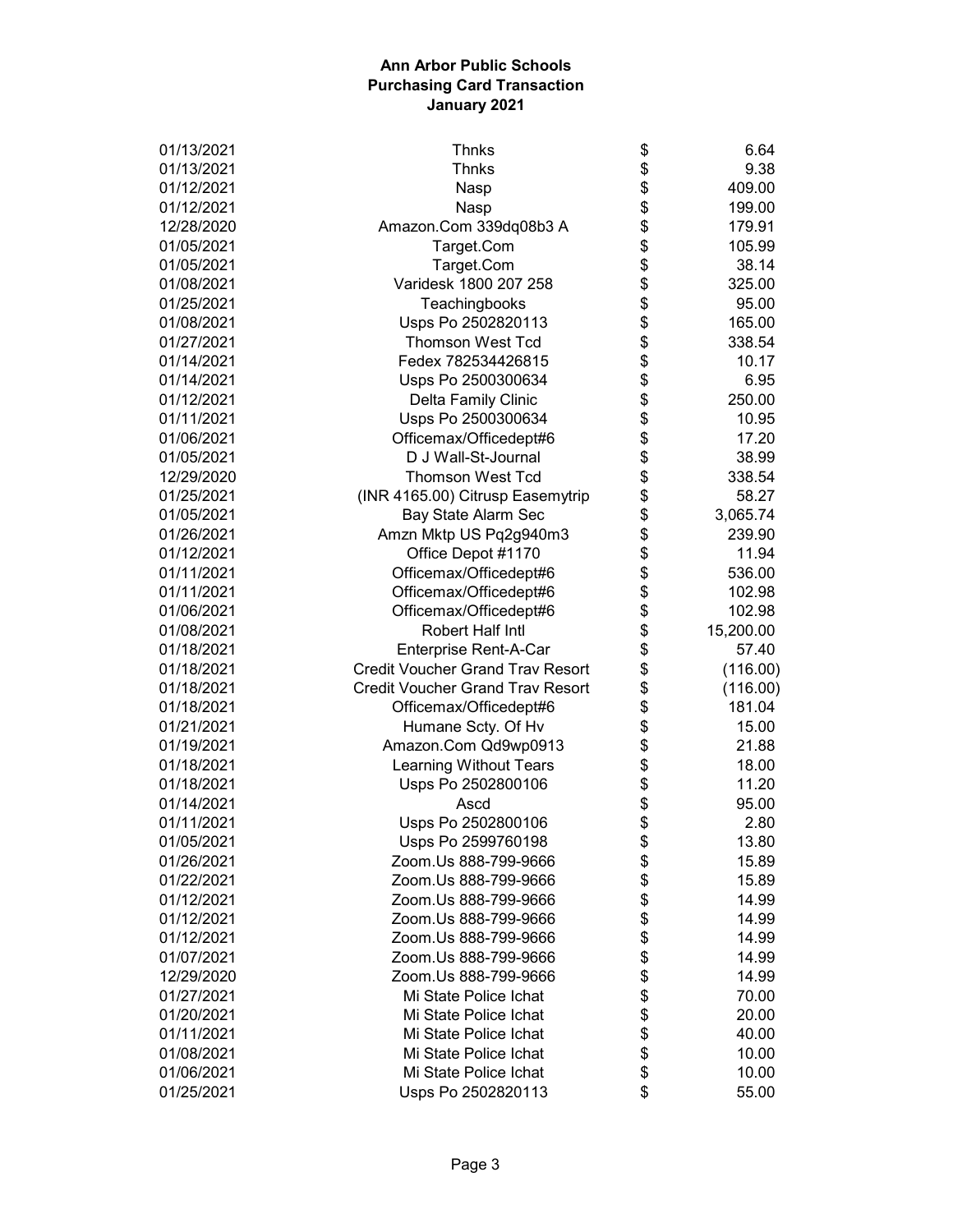**Ann Arbor Public Schools**
**Purchasing Card Transaction**
**January 2021**

| | | | |
|---|---|---|---|
| 01/13/2021 | Thnks | $ | 6.64 |
| 01/13/2021 | Thnks | $ | 9.38 |
| 01/12/2021 | Nasp | $ | 409.00 |
| 01/12/2021 | Nasp | $ | 199.00 |
| 12/28/2020 | Amazon.Com 339dq08b3 A | $ | 179.91 |
| 01/05/2021 | Target.Com | $ | 105.99 |
| 01/05/2021 | Target.Com | $ | 38.14 |
| 01/08/2021 | Varidesk 1800 207 258 | $ | 325.00 |
| 01/25/2021 | Teachingbooks | $ | 95.00 |
| 01/08/2021 | Usps Po 2502820113 | $ | 165.00 |
| 01/27/2021 | Thomson West Tcd | $ | 338.54 |
| 01/14/2021 | Fedex 782534426815 | $ | 10.17 |
| 01/14/2021 | Usps Po 2500300634 | $ | 6.95 |
| 01/12/2021 | Delta Family Clinic | $ | 250.00 |
| 01/11/2021 | Usps Po 2500300634 | $ | 10.95 |
| 01/06/2021 | Officemax/Officedept#6 | $ | 17.20 |
| 01/05/2021 | D J Wall-St-Journal | $ | 38.99 |
| 12/29/2020 | Thomson West Tcd | $ | 338.54 |
| 01/25/2021 | (INR 4165.00) Citrusp Easemytrip | $ | 58.27 |
| 01/05/2021 | Bay State Alarm Sec | $ | 3,065.74 |
| 01/26/2021 | Amzn Mktp US Pq2g940m3 | $ | 239.90 |
| 01/12/2021 | Office Depot #1170 | $ | 11.94 |
| 01/11/2021 | Officemax/Officedept#6 | $ | 536.00 |
| 01/11/2021 | Officemax/Officedept#6 | $ | 102.98 |
| 01/06/2021 | Officemax/Officedept#6 | $ | 102.98 |
| 01/08/2021 | Robert Half Intl | $ | 15,200.00 |
| 01/18/2021 | Enterprise Rent-A-Car | $ | 57.40 |
| 01/18/2021 | Credit Voucher Grand Trav Resort | $ | (116.00) |
| 01/18/2021 | Credit Voucher Grand Trav Resort | $ | (116.00) |
| 01/18/2021 | Officemax/Officedept#6 | $ | 181.04 |
| 01/21/2021 | Humane Scty. Of Hv | $ | 15.00 |
| 01/19/2021 | Amazon.Com Qd9wp0913 | $ | 21.88 |
| 01/18/2021 | Learning Without Tears | $ | 18.00 |
| 01/18/2021 | Usps Po 2502800106 | $ | 11.20 |
| 01/14/2021 | Ascd | $ | 95.00 |
| 01/11/2021 | Usps Po 2502800106 | $ | 2.80 |
| 01/05/2021 | Usps Po 2599760198 | $ | 13.80 |
| 01/26/2021 | Zoom.Us 888-799-9666 | $ | 15.89 |
| 01/22/2021 | Zoom.Us 888-799-9666 | $ | 15.89 |
| 01/12/2021 | Zoom.Us 888-799-9666 | $ | 14.99 |
| 01/12/2021 | Zoom.Us 888-799-9666 | $ | 14.99 |
| 01/12/2021 | Zoom.Us 888-799-9666 | $ | 14.99 |
| 01/07/2021 | Zoom.Us 888-799-9666 | $ | 14.99 |
| 12/29/2020 | Zoom.Us 888-799-9666 | $ | 14.99 |
| 01/27/2021 | Mi State Police Ichat | $ | 70.00 |
| 01/20/2021 | Mi State Police Ichat | $ | 20.00 |
| 01/11/2021 | Mi State Police Ichat | $ | 40.00 |
| 01/08/2021 | Mi State Police Ichat | $ | 10.00 |
| 01/06/2021 | Mi State Police Ichat | $ | 10.00 |
| 01/25/2021 | Usps Po 2502820113 | $ | 55.00 |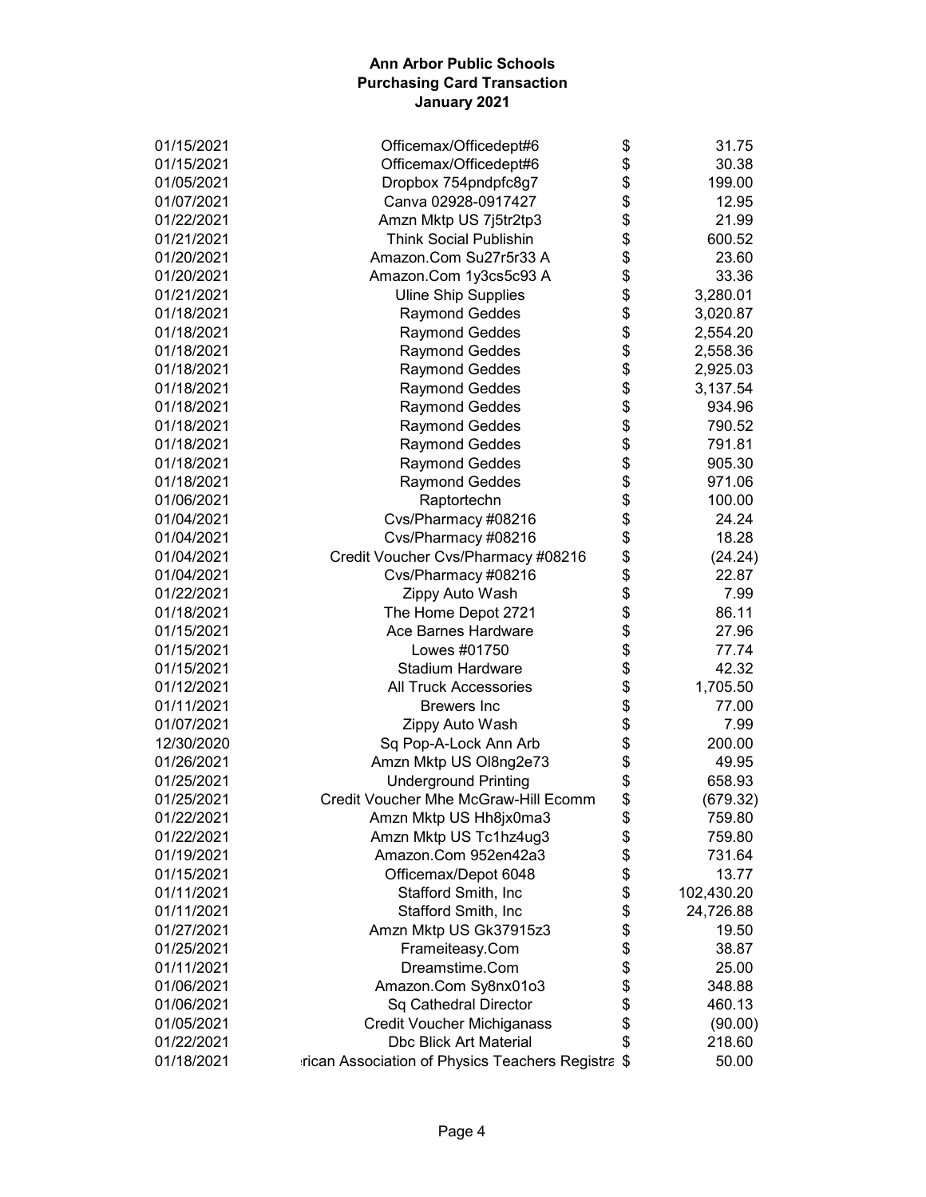# Ann Arbor Public Schools
## Purchasing Card Transaction
### January 2021

| Date | Vendor | | Amount |
|---|---|---|---|
| 01/15/2021 | Officemax/Officedept#6 | $ | 31.75 |
| 01/15/2021 | Officemax/Officedept#6 | $ | 30.38 |
| 01/05/2021 | Dropbox 754pndpfc8g7 | $ | 199.00 |
| 01/07/2021 | Canva 02928-0917427 | $ | 12.95 |
| 01/22/2021 | Amzn Mktp US 7j5tr2tp3 | $ | 21.99 |
| 01/21/2021 | Think Social Publishin | $ | 600.52 |
| 01/20/2021 | Amazon.Com Su27r5r33 A | $ | 23.60 |
| 01/20/2021 | Amazon.Com 1y3cs5c93 A | $ | 33.36 |
| 01/21/2021 | Uline Ship Supplies | $ | 3,280.01 |
| 01/18/2021 | Raymond Geddes | $ | 3,020.87 |
| 01/18/2021 | Raymond Geddes | $ | 2,554.20 |
| 01/18/2021 | Raymond Geddes | $ | 2,558.36 |
| 01/18/2021 | Raymond Geddes | $ | 2,925.03 |
| 01/18/2021 | Raymond Geddes | $ | 3,137.54 |
| 01/18/2021 | Raymond Geddes | $ | 934.96 |
| 01/18/2021 | Raymond Geddes | $ | 790.52 |
| 01/18/2021 | Raymond Geddes | $ | 791.81 |
| 01/18/2021 | Raymond Geddes | $ | 905.30 |
| 01/18/2021 | Raymond Geddes | $ | 971.06 |
| 01/06/2021 | Raptortechn | $ | 100.00 |
| 01/04/2021 | Cvs/Pharmacy #08216 | $ | 24.24 |
| 01/04/2021 | Cvs/Pharmacy #08216 | $ | 18.28 |
| 01/04/2021 | Credit Voucher Cvs/Pharmacy #08216 | $ | (24.24) |
| 01/04/2021 | Cvs/Pharmacy #08216 | $ | 22.87 |
| 01/22/2021 | Zippy Auto Wash | $ | 7.99 |
| 01/18/2021 | The Home Depot 2721 | $ | 86.11 |
| 01/15/2021 | Ace Barnes Hardware | $ | 27.96 |
| 01/15/2021 | Lowes #01750 | $ | 77.74 |
| 01/15/2021 | Stadium Hardware | $ | 42.32 |
| 01/12/2021 | All Truck Accessories | $ | 1,705.50 |
| 01/11/2021 | Brewers Inc | $ | 77.00 |
| 01/07/2021 | Zippy Auto Wash | $ | 7.99 |
| 12/30/2020 | Sq Pop-A-Lock Ann Arb | $ | 200.00 |
| 01/26/2021 | Amzn Mktp US Ol8ng2e73 | $ | 49.95 |
| 01/25/2021 | Underground Printing | $ | 658.93 |
| 01/25/2021 | Credit Voucher Mhe McGraw-Hill Ecomm | $ | (679.32) |
| 01/22/2021 | Amzn Mktp US Hh8jx0ma3 | $ | 759.80 |
| 01/22/2021 | Amzn Mktp US Tc1hz4ug3 | $ | 759.80 |
| 01/19/2021 | Amazon.Com 952en42a3 | $ | 731.64 |
| 01/15/2021 | Officemax/Depot 6048 | $ | 13.77 |
| 01/11/2021 | Stafford Smith, Inc | $ | 102,430.20 |
| 01/11/2021 | Stafford Smith, Inc | $ | 24,726.88 |
| 01/27/2021 | Amzn Mktp US Gk37915z3 | $ | 19.50 |
| 01/25/2021 | Frameiteasy.Com | $ | 38.87 |
| 01/11/2021 | Dreamstime.Com | $ | 25.00 |
| 01/06/2021 | Amazon.Com Sy8nx01o3 | $ | 348.88 |
| 01/06/2021 | Sq Cathedral Director | $ | 460.13 |
| 01/05/2021 | Credit Voucher Michiganass | $ | (90.00) |
| 01/22/2021 | Dbc Blick Art Material | $ | 218.60 |
| 01/18/2021 | rican Association of Physics Teachers Registra | $ | 50.00 |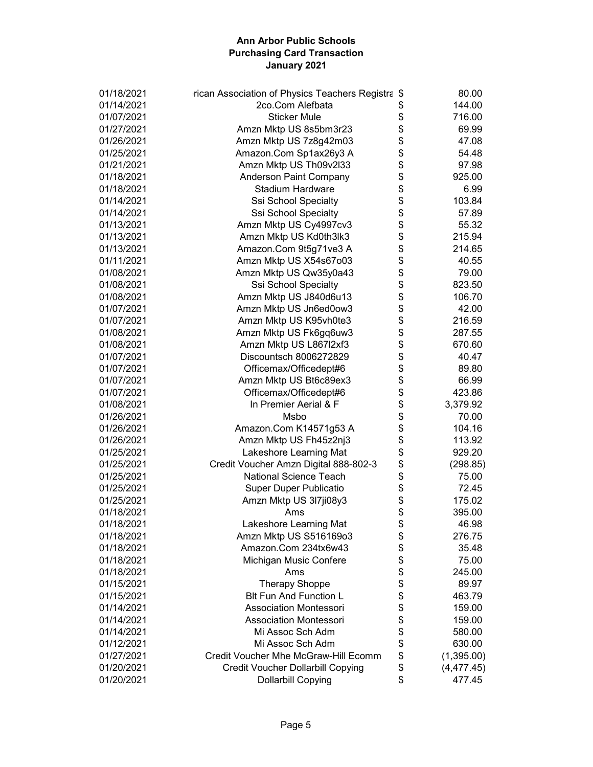# Ann Arbor Public Schools
## Purchasing Card Transaction
### January 2021

| Date | Vendor | | Amount |
|---|---|---|---|
| 01/18/2021 | erican Association of Physics Teachers Registra | $ | 80.00 |
| 01/14/2021 | 2co.Com Alefbata | $ | 144.00 |
| 01/07/2021 | Sticker Mule | $ | 716.00 |
| 01/27/2021 | Amzn Mktp US 8s5bm3r23 | $ | 69.99 |
| 01/26/2021 | Amzn Mktp US 7z8g42m03 | $ | 47.08 |
| 01/25/2021 | Amazon.Com Sp1ax26y3 A | $ | 54.48 |
| 01/21/2021 | Amzn Mktp US Th09v2l33 | $ | 97.98 |
| 01/18/2021 | Anderson Paint Company | $ | 925.00 |
| 01/18/2021 | Stadium Hardware | $ | 6.99 |
| 01/14/2021 | Ssi School Specialty | $ | 103.84 |
| 01/14/2021 | Ssi School Specialty | $ | 57.89 |
| 01/13/2021 | Amzn Mktp US Cy4997cv3 | $ | 55.32 |
| 01/13/2021 | Amzn Mktp US Kd0th3lk3 | $ | 215.94 |
| 01/13/2021 | Amazon.Com 9t5g71ve3 A | $ | 214.65 |
| 01/11/2021 | Amzn Mktp US X54s67o03 | $ | 40.55 |
| 01/08/2021 | Amzn Mktp US Qw35y0a43 | $ | 79.00 |
| 01/08/2021 | Ssi School Specialty | $ | 823.50 |
| 01/08/2021 | Amzn Mktp US J840d6u13 | $ | 106.70 |
| 01/07/2021 | Amzn Mktp US Jn6ed0ow3 | $ | 42.00 |
| 01/07/2021 | Amzn Mktp US K95vh0te3 | $ | 216.59 |
| 01/08/2021 | Amzn Mktp US Fk6gq6uw3 | $ | 287.55 |
| 01/08/2021 | Amzn Mktp US L867l2xf3 | $ | 670.60 |
| 01/07/2021 | Discountsch 8006272829 | $ | 40.47 |
| 01/07/2021 | Officemax/Officedept#6 | $ | 89.80 |
| 01/07/2021 | Amzn Mktp US Bt6c89ex3 | $ | 66.99 |
| 01/07/2021 | Officemax/Officedept#6 | $ | 423.86 |
| 01/08/2021 | In Premier Aerial & F | $ | 3,379.92 |
| 01/26/2021 | Msbo | $ | 70.00 |
| 01/26/2021 | Amazon.Com K14571g53 A | $ | 104.16 |
| 01/26/2021 | Amzn Mktp US Fh45z2nj3 | $ | 113.92 |
| 01/25/2021 | Lakeshore Learning Mat | $ | 929.20 |
| 01/25/2021 | Credit Voucher Amzn Digital 888-802-3 | $ | (298.85) |
| 01/25/2021 | National Science Teach | $ | 75.00 |
| 01/25/2021 | Super Duper Publicatio | $ | 72.45 |
| 01/25/2021 | Amzn Mktp US 3l7ji08y3 | $ | 175.02 |
| 01/18/2021 | Ams | $ | 395.00 |
| 01/18/2021 | Lakeshore Learning Mat | $ | 46.98 |
| 01/18/2021 | Amzn Mktp US S516169o3 | $ | 276.75 |
| 01/18/2021 | Amazon.Com 234tx6w43 | $ | 35.48 |
| 01/18/2021 | Michigan Music Confere | $ | 75.00 |
| 01/18/2021 | Ams | $ | 245.00 |
| 01/15/2021 | Therapy Shoppe | $ | 89.97 |
| 01/15/2021 | Blt Fun And Function L | $ | 463.79 |
| 01/14/2021 | Association Montessori | $ | 159.00 |
| 01/14/2021 | Association Montessori | $ | 159.00 |
| 01/14/2021 | Mi Assoc Sch Adm | $ | 580.00 |
| 01/12/2021 | Mi Assoc Sch Adm | $ | 630.00 |
| 01/27/2021 | Credit Voucher Mhe McGraw-Hill Ecomm | $ | (1,395.00) |
| 01/20/2021 | Credit Voucher Dollarbill Copying | $ | (4,477.45) |
| 01/20/2021 | Dollarbill Copying | $ | 477.45 |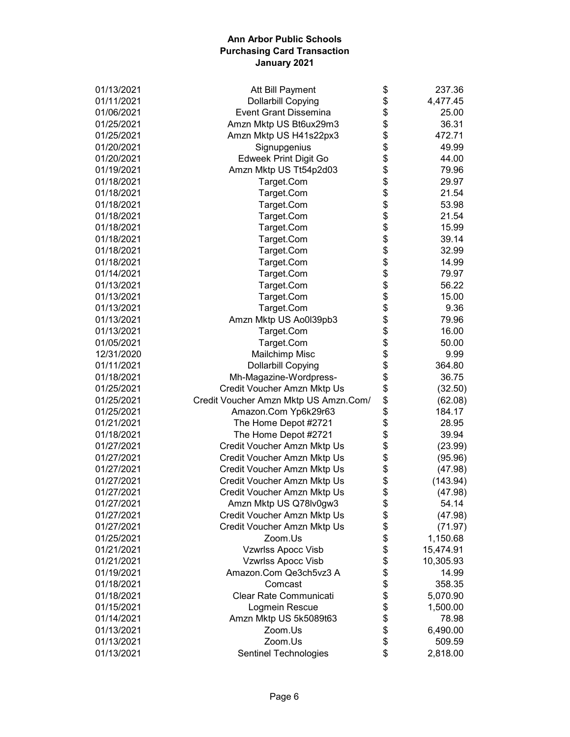**Ann Arbor Public Schools**
**Purchasing Card Transaction**
**January 2021**

| Date | Vendor | | Amount |
|---|---|---|---|
| 01/13/2021 | Att Bill Payment | $ | 237.36 |
| 01/11/2021 | Dollarbill Copying | $ | 4,477.45 |
| 01/06/2021 | Event Grant Dissemina | $ | 25.00 |
| 01/25/2021 | Amzn Mktp US Bt6ux29m3 | $ | 36.31 |
| 01/25/2021 | Amzn Mktp US H41s22px3 | $ | 472.71 |
| 01/20/2021 | Signupgenius | $ | 49.99 |
| 01/20/2021 | Edweek Print Digit Go | $ | 44.00 |
| 01/19/2021 | Amzn Mktp US Tt54p2d03 | $ | 79.96 |
| 01/18/2021 | Target.Com | $ | 29.97 |
| 01/18/2021 | Target.Com | $ | 21.54 |
| 01/18/2021 | Target.Com | $ | 53.98 |
| 01/18/2021 | Target.Com | $ | 21.54 |
| 01/18/2021 | Target.Com | $ | 15.99 |
| 01/18/2021 | Target.Com | $ | 39.14 |
| 01/18/2021 | Target.Com | $ | 32.99 |
| 01/18/2021 | Target.Com | $ | 14.99 |
| 01/14/2021 | Target.Com | $ | 79.97 |
| 01/13/2021 | Target.Com | $ | 56.22 |
| 01/13/2021 | Target.Com | $ | 15.00 |
| 01/13/2021 | Target.Com | $ | 9.36 |
| 01/13/2021 | Amzn Mktp US Ao0l39pb3 | $ | 79.96 |
| 01/13/2021 | Target.Com | $ | 16.00 |
| 01/05/2021 | Target.Com | $ | 50.00 |
| 12/31/2020 | Mailchimp Misc | $ | 9.99 |
| 01/11/2021 | Dollarbill Copying | $ | 364.80 |
| 01/18/2021 | Mh-Magazine-Wordpress- | $ | 36.75 |
| 01/25/2021 | Credit Voucher Amzn Mktp Us | $ | (32.50) |
| 01/25/2021 | Credit Voucher Amzn Mktp US Amzn.Com/ | $ | (62.08) |
| 01/25/2021 | Amazon.Com Yp6k29r63 | $ | 184.17 |
| 01/21/2021 | The Home Depot #2721 | $ | 28.95 |
| 01/18/2021 | The Home Depot #2721 | $ | 39.94 |
| 01/27/2021 | Credit Voucher Amzn Mktp Us | $ | (23.99) |
| 01/27/2021 | Credit Voucher Amzn Mktp Us | $ | (95.96) |
| 01/27/2021 | Credit Voucher Amzn Mktp Us | $ | (47.98) |
| 01/27/2021 | Credit Voucher Amzn Mktp Us | $ | (143.94) |
| 01/27/2021 | Credit Voucher Amzn Mktp Us | $ | (47.98) |
| 01/27/2021 | Amzn Mktp US Q78lv0gw3 | $ | 54.14 |
| 01/27/2021 | Credit Voucher Amzn Mktp Us | $ | (47.98) |
| 01/27/2021 | Credit Voucher Amzn Mktp Us | $ | (71.97) |
| 01/25/2021 | Zoom.Us | $ | 1,150.68 |
| 01/21/2021 | Vzwrlss Apocc Visb | $ | 15,474.91 |
| 01/21/2021 | Vzwrlss Apocc Visb | $ | 10,305.93 |
| 01/19/2021 | Amazon.Com Qe3ch5vz3 A | $ | 14.99 |
| 01/18/2021 | Comcast | $ | 358.35 |
| 01/18/2021 | Clear Rate Communicati | $ | 5,070.90 |
| 01/15/2021 | Logmein Rescue | $ | 1,500.00 |
| 01/14/2021 | Amzn Mktp US 5k5089t63 | $ | 78.98 |
| 01/13/2021 | Zoom.Us | $ | 6,490.00 |
| 01/13/2021 | Zoom.Us | $ | 509.59 |
| 01/13/2021 | Sentinel Technologies | $ | 2,818.00 |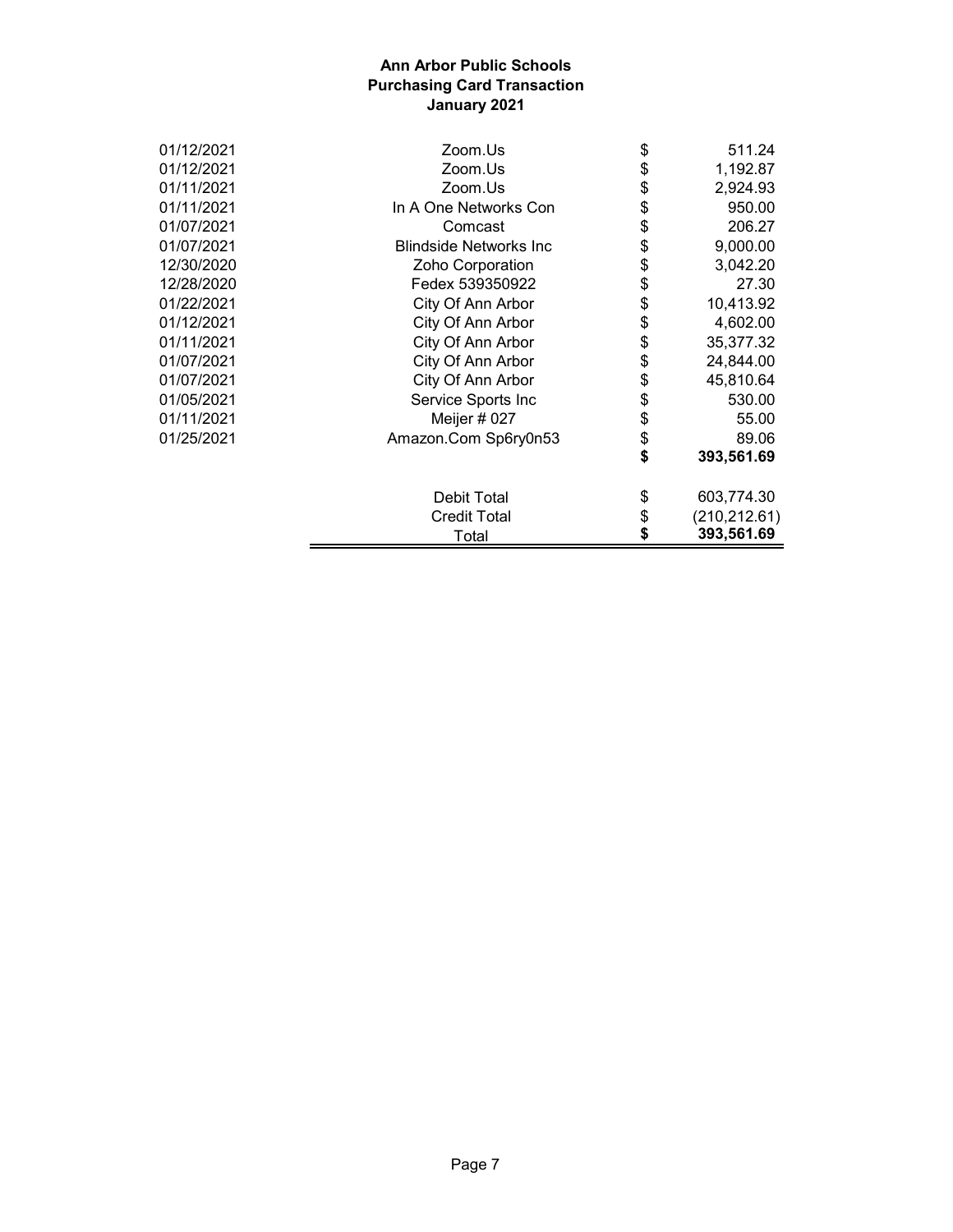**Ann Arbor Public Schools**
**Purchasing Card Transaction**
**January 2021**

| | | |
|---|---|---|
| 01/12/2021 | Zoom.Us | $ 511.24 |
| 01/12/2021 | Zoom.Us | $ 1,192.87 |
| 01/11/2021 | Zoom.Us | $ 2,924.93 |
| 01/11/2021 | In A One Networks Con | $ 950.00 |
| 01/07/2021 | Comcast | $ 206.27 |
| 01/07/2021 | Blindside Networks Inc | $ 9,000.00 |
| 12/30/2020 | Zoho Corporation | $ 3,042.20 |
| 12/28/2020 | Fedex 539350922 | $ 27.30 |
| 01/22/2021 | City Of Ann Arbor | $ 10,413.92 |
| 01/12/2021 | City Of Ann Arbor | $ 4,602.00 |
| 01/11/2021 | City Of Ann Arbor | $ 35,377.32 |
| 01/07/2021 | City Of Ann Arbor | $ 24,844.00 |
| 01/07/2021 | City Of Ann Arbor | $ 45,810.64 |
| 01/05/2021 | Service Sports Inc | $ 530.00 |
| 01/11/2021 | Meijer # 027 | $ 55.00 |
| 01/25/2021 | Amazon.Com Sp6ry0n53 | $ 89.06 |
| | | **$ 393,561.69** |
| | Debit Total | $ 603,774.30 |
| | Credit Total | $ (210,212.61) |
| | Total | **$ 393,561.69** |